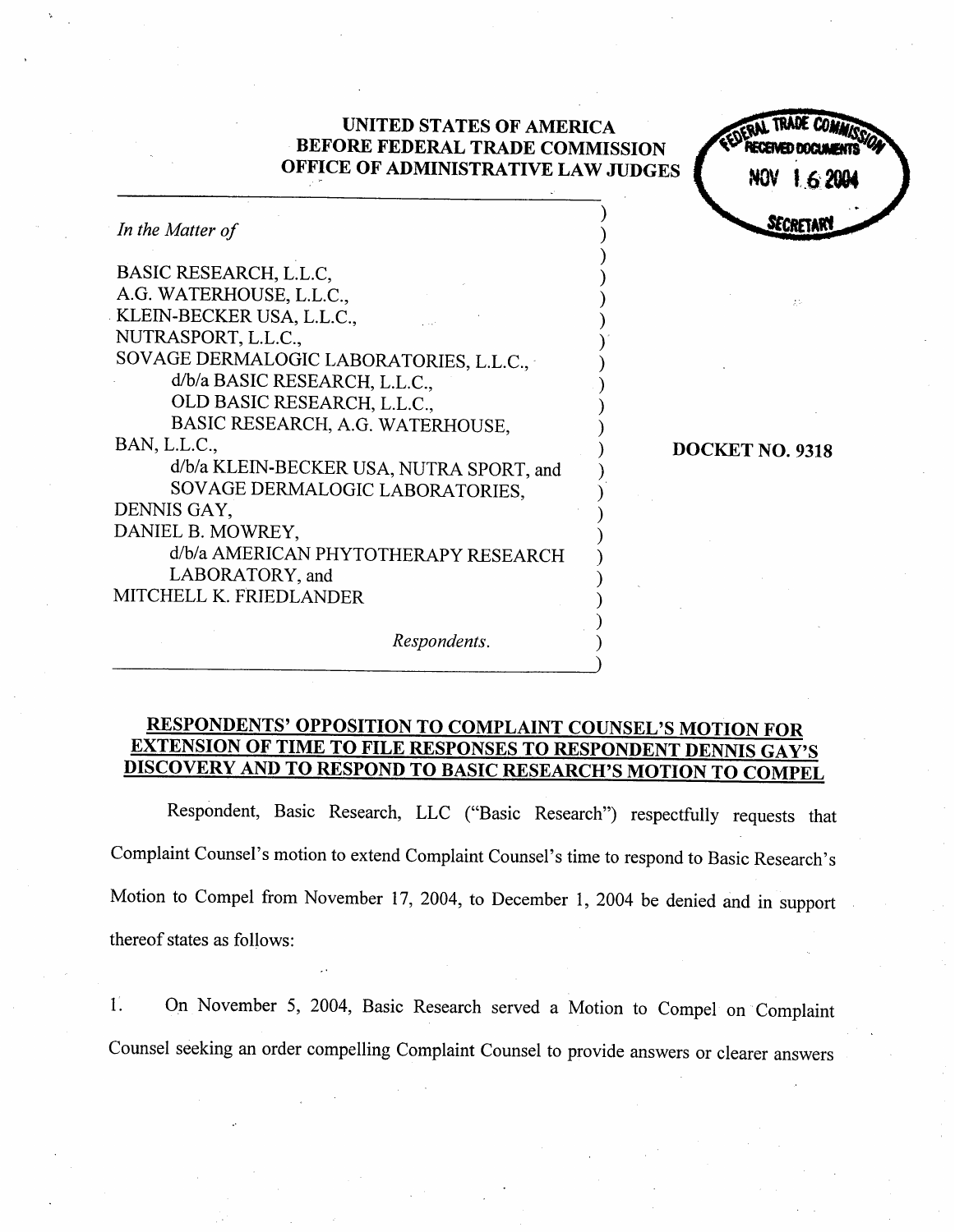UNITED STATES OF AMERICA
BEFORE FEDERAL TRADE COMMISSION
OFFICE OF ADMINISTRATIVE LAW JUDGES

FEDERAL TRADE COMMISSION
RECEIVED DOCUMENTS
NOV 16 2004
SECRETARY

*In the Matter of*

BASIC RESEARCH, L.L.C,
A.G. WATERHOUSE, L.L.C.,
KLEIN-BECKER USA, L.L.C.,
NUTRASPORT, L.L.C.,
SOVAGE DERMALOGIC LABORATORIES, L.L.C.,
d/b/a BASIC RESEARCH, L.L.C.,
OLD BASIC RESEARCH, L.L.C.,
BASIC RESEARCH, A.G. WATERHOUSE,
BAN, L.L.C.,
d/b/a KLEIN-BECKER USA, NUTRA SPORT, and
SOVAGE DERMALOGIC LABORATORIES,
DENNIS GAY,
DANIEL B. MOWREY,
d/b/a AMERICAN PHYTOTHERAPY RESEARCH
LABORATORY, and
MITCHELL K. FRIEDLANDER

*Respondents.*

**DOCKET NO. 9318**

## RESPONDENTS' OPPOSITION TO COMPLAINT COUNSEL'S MOTION FOR EXTENSION OF TIME TO FILE RESPONSES TO RESPONDENT DENNIS GAY'S DISCOVERY AND TO RESPOND TO BASIC RESEARCH'S MOTION TO COMPEL

Respondent, Basic Research, LLC ("Basic Research") respectfully requests that Complaint Counsel's motion to extend Complaint Counsel's time to respond to Basic Research's Motion to Compel from November 17, 2004, to December 1, 2004 be denied and in support thereof states as follows:

1. On November 5, 2004, Basic Research served a Motion to Compel on Complaint Counsel seeking an order compelling Complaint Counsel to provide answers or clearer answers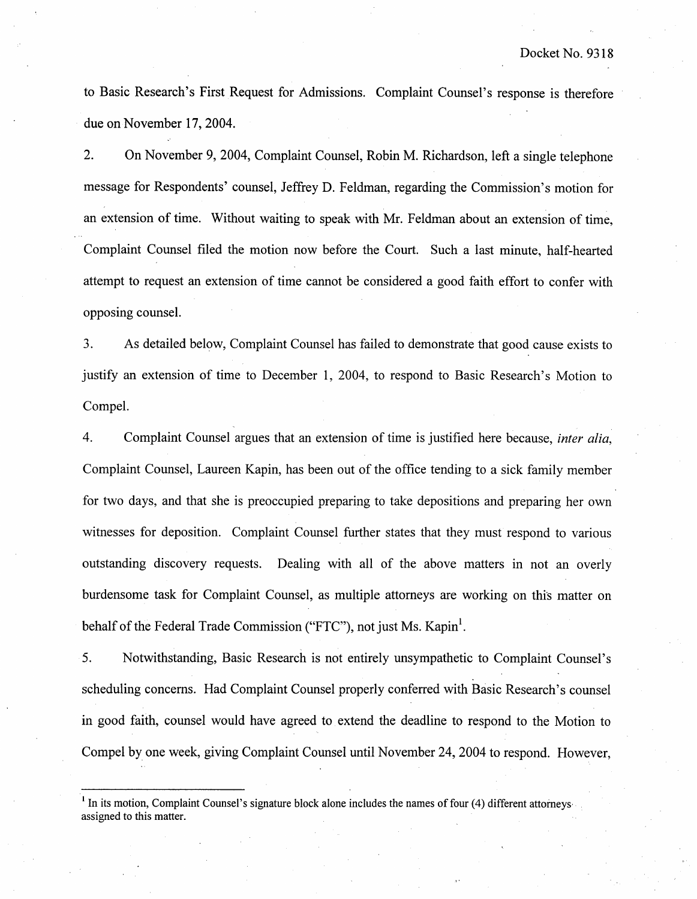to Basic Research's First Request for Admissions. Complaint Counsel's response is therefore due on November 17, 2004.

2. On November 9, 2004, Complaint Counsel, Robin M. Richardson, left a single telephone message for Respondents' counsel, Jeffrey D. Feldman, regarding the Commission's motion for an extension of time. Without waiting to speak with Mr. Feldman about an extension of time, Complaint Counsel filed the motion now before the Court. Such a last minute, half-hearted attempt to request an extension of time cannot be considered a good faith effort to confer with opposing counsel.

3. As detailed below, Complaint Counsel has failed to demonstrate that good cause exists to justify an extension of time to December 1, 2004, to respond to Basic Research's Motion to Compel.

4. Complaint Counsel argues that an extension of time is justified here because, *inter alia*, Complaint Counsel, Laureen Kapin, has been out of the office tending to a sick family member for two days, and that she is preoccupied preparing to take depositions and preparing her own witnesses for deposition. Complaint Counsel further states that they must respond to various outstanding discovery requests. Dealing with all of the above matters in not an overly burdensome task for Complaint Counsel, as multiple attorneys are working on this matter on behalf of the Federal Trade Commission ("FTC"), not just Ms. Kapin[1].

5. Notwithstanding, Basic Research is not entirely unsympathetic to Complaint Counsel's scheduling concerns. Had Complaint Counsel properly conferred with Basic Research's counsel in good faith, counsel would have agreed to extend the deadline to respond to the Motion to Compel by one week, giving Complaint Counsel until November 24, 2004 to respond. However,

---

[1] In its motion, Complaint Counsel's signature block alone includes the names of four (4) different attorneys assigned to this matter.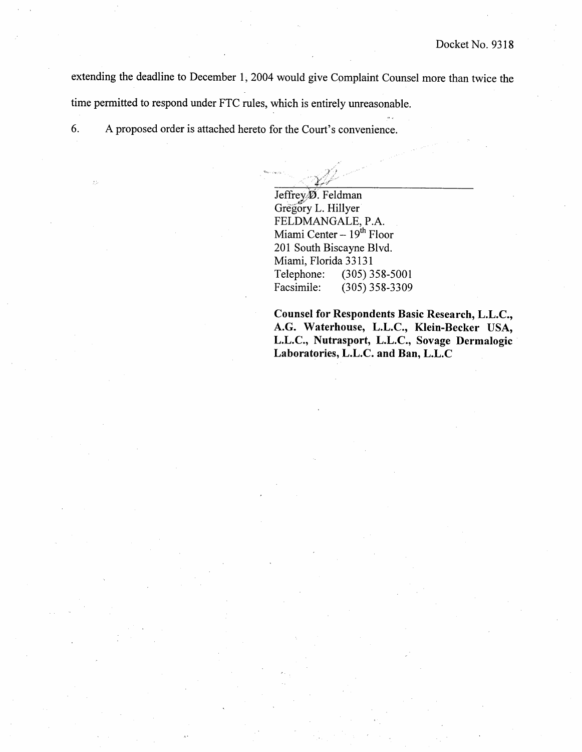extending the deadline to December 1, 2004 would give Complaint Counsel more than twice the time permitted to respond under FTC rules, which is entirely unreasonable.

6. A proposed order is attached hereto for the Court's convenience.

Jeffrey D. Feldman
Gregory L. Hillyer
FELDMANGALE, P.A.
Miami Center – 19th Floor
201 South Biscayne Blvd.
Miami, Florida 33131
Telephone: (305) 358-5001
Facsimile: (305) 358-3309

**Counsel for Respondents Basic Research, L.L.C., A.G. Waterhouse, L.L.C., Klein-Becker USA, L.L.C., Nutrasport, L.L.C., Sovage Dermalogic Laboratories, L.L.C. and Ban, L.L.C**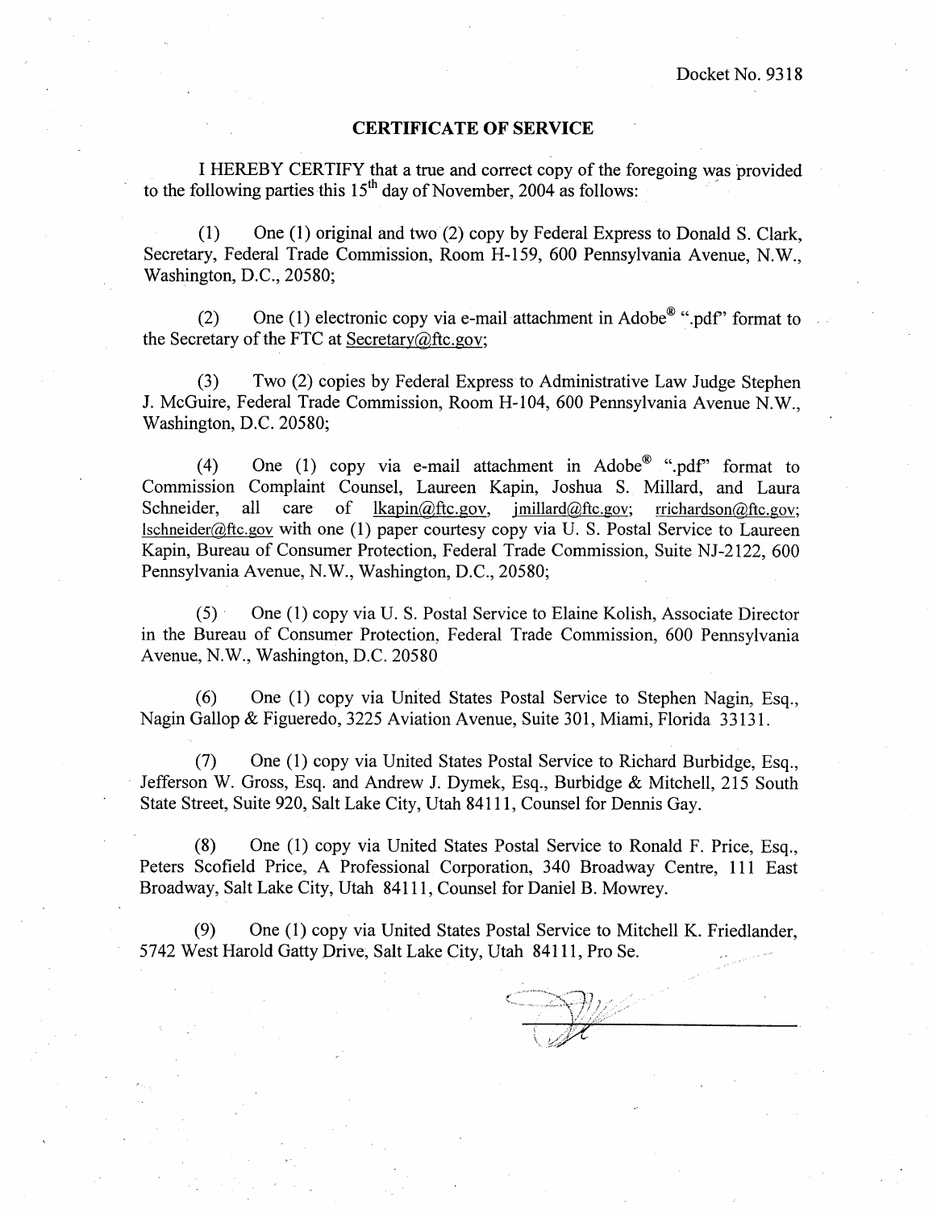Docket No. 9318

## CERTIFICATE OF SERVICE

I HEREBY CERTIFY that a true and correct copy of the foregoing was provided to the following parties this 15th day of November, 2004 as follows:

(1) One (1) original and two (2) copy by Federal Express to Donald S. Clark, Secretary, Federal Trade Commission, Room H-159, 600 Pennsylvania Avenue, N.W., Washington, D.C., 20580;

(2) One (1) electronic copy via e-mail attachment in Adobe® ".pdf" format to the Secretary of the FTC at Secretary@ftc.gov;

(3) Two (2) copies by Federal Express to Administrative Law Judge Stephen J. McGuire, Federal Trade Commission, Room H-104, 600 Pennsylvania Avenue N.W., Washington, D.C. 20580;

(4) One (1) copy via e-mail attachment in Adobe® ".pdf" format to Commission Complaint Counsel, Laureen Kapin, Joshua S. Millard, and Laura Schneider, all care of lkapin@ftc.gov, jmillard@ftc.gov; rrichardson@ftc.gov; lschneider@ftc.gov with one (1) paper courtesy copy via U. S. Postal Service to Laureen Kapin, Bureau of Consumer Protection, Federal Trade Commission, Suite NJ-2122, 600 Pennsylvania Avenue, N.W., Washington, D.C., 20580;

(5) One (1) copy via U. S. Postal Service to Elaine Kolish, Associate Director in the Bureau of Consumer Protection, Federal Trade Commission, 600 Pennsylvania Avenue, N.W., Washington, D.C. 20580

(6) One (1) copy via United States Postal Service to Stephen Nagin, Esq., Nagin Gallop & Figueredo, 3225 Aviation Avenue, Suite 301, Miami, Florida 33131.

(7) One (1) copy via United States Postal Service to Richard Burbidge, Esq., Jefferson W. Gross, Esq. and Andrew J. Dymek, Esq., Burbidge & Mitchell, 215 South State Street, Suite 920, Salt Lake City, Utah 84111, Counsel for Dennis Gay.

(8) One (1) copy via United States Postal Service to Ronald F. Price, Esq., Peters Scofield Price, A Professional Corporation, 340 Broadway Centre, 111 East Broadway, Salt Lake City, Utah 84111, Counsel for Daniel B. Mowrey.

(9) One (1) copy via United States Postal Service to Mitchell K. Friedlander, 5742 West Harold Gatty Drive, Salt Lake City, Utah 84111, Pro Se.

_______________________________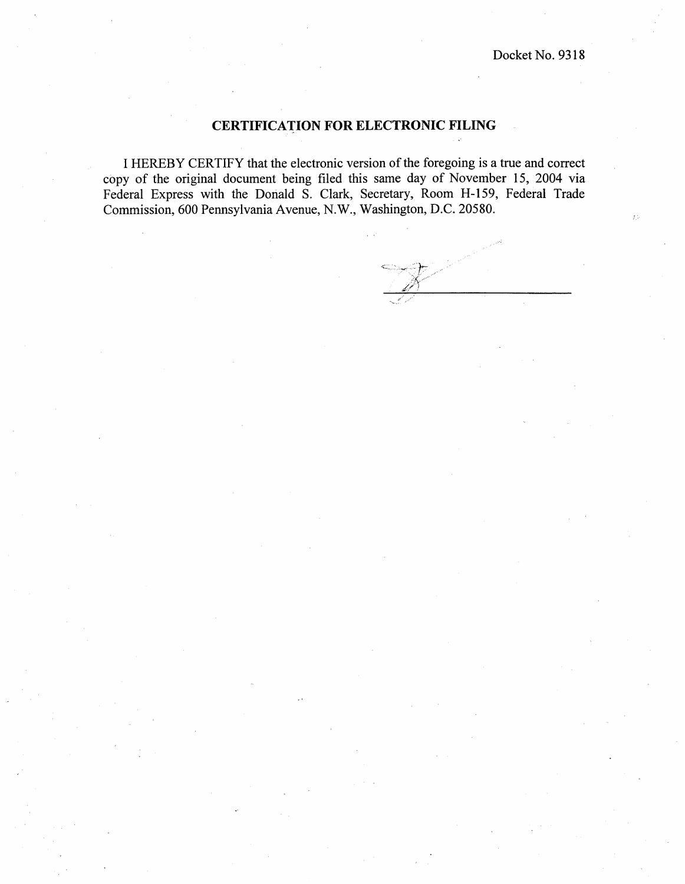Docket No. 9318

## CERTIFICATION FOR ELECTRONIC FILING

I HEREBY CERTIFY that the electronic version of the foregoing is a true and correct copy of the original document being filed this same day of November 15, 2004 via Federal Express with the Donald S. Clark, Secretary, Room H-159, Federal Trade Commission, 600 Pennsylvania Avenue, N.W., Washington, D.C. 20580.

\_\_\_\_\_\_\_\_\_\_\_\_\_\_\_\_\_\_\_\_\_\_\_\_\_\_\_\_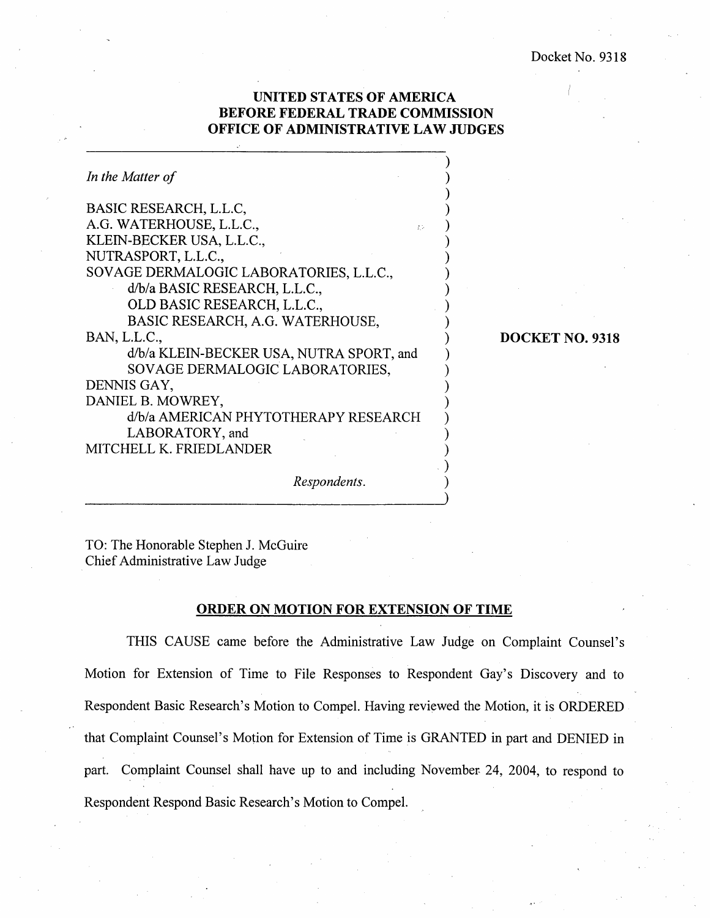Docket No. 9318

**UNITED STATES OF AMERICA**
**BEFORE FEDERAL TRADE COMMISSION**
**OFFICE OF ADMINISTRATIVE LAW JUDGES**

*In the Matter of*

BASIC RESEARCH, L.L.C,
A.G. WATERHOUSE, L.L.C.,
KLEIN-BECKER USA, L.L.C.,
NUTRASPORT, L.L.C.,
SOVAGE DERMALOGIC LABORATORIES, L.L.C.,
d/b/a BASIC RESEARCH, L.L.C.,
OLD BASIC RESEARCH, L.L.C.,
BASIC RESEARCH, A.G. WATERHOUSE,
BAN, L.L.C.,
d/b/a KLEIN-BECKER USA, NUTRA SPORT, and
SOVAGE DERMALOGIC LABORATORIES,
DENNIS GAY,
DANIEL B. MOWREY,
d/b/a AMERICAN PHYTOTHERAPY RESEARCH
LABORATORY, and
MITCHELL K. FRIEDLANDER

*Respondents.*

**DOCKET NO. 9318**

TO: The Honorable Stephen J. McGuire
Chief Administrative Law Judge

**ORDER ON MOTION FOR EXTENSION OF TIME**

THIS CAUSE came before the Administrative Law Judge on Complaint Counsel's Motion for Extension of Time to File Responses to Respondent Gay's Discovery and to Respondent Basic Research's Motion to Compel. Having reviewed the Motion, it is ORDERED that Complaint Counsel's Motion for Extension of Time is GRANTED in part and DENIED in part. Complaint Counsel shall have up to and including November 24, 2004, to respond to Respondent Respond Basic Research's Motion to Compel.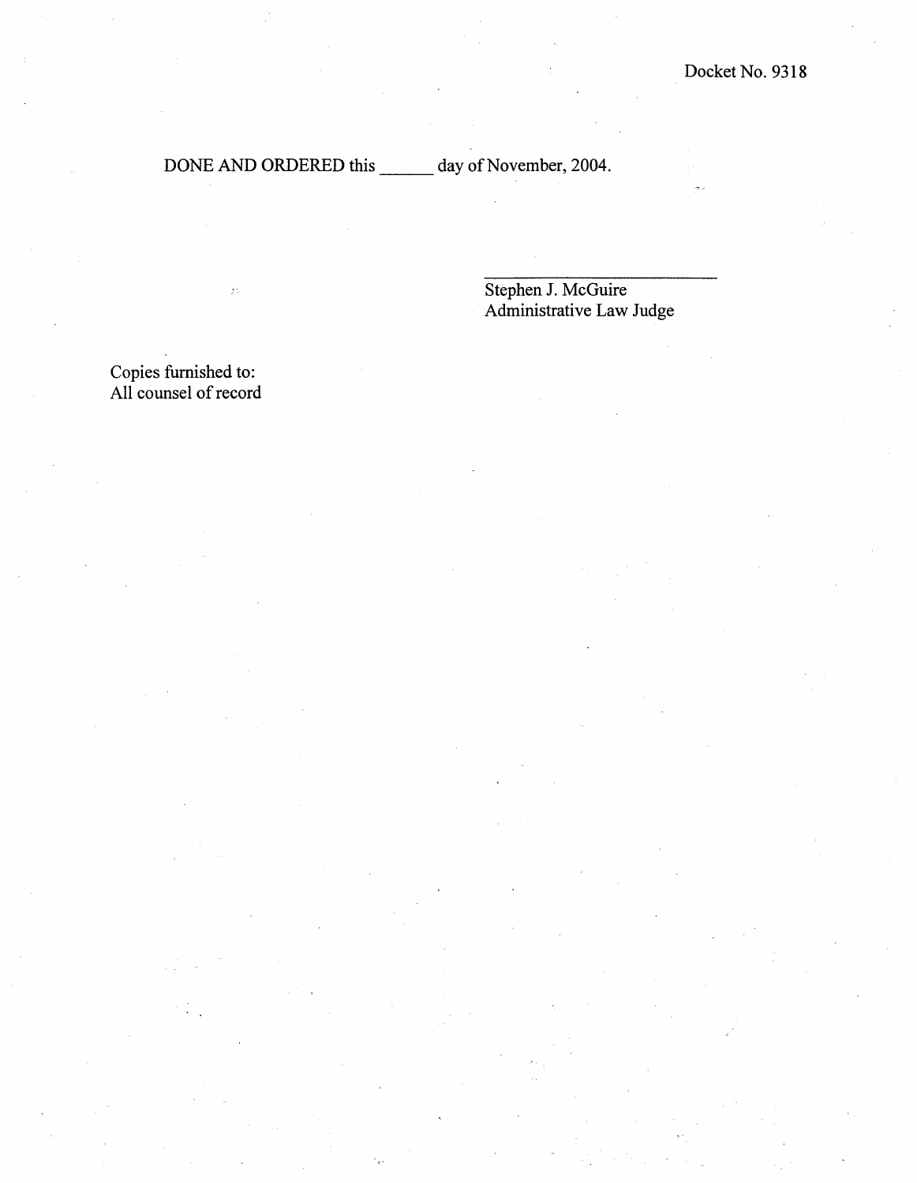Docket No. 9318

DONE AND ORDERED this ______ day of November, 2004.

______________________________
Stephen J. McGuire
Administrative Law Judge

Copies furnished to:
All counsel of record